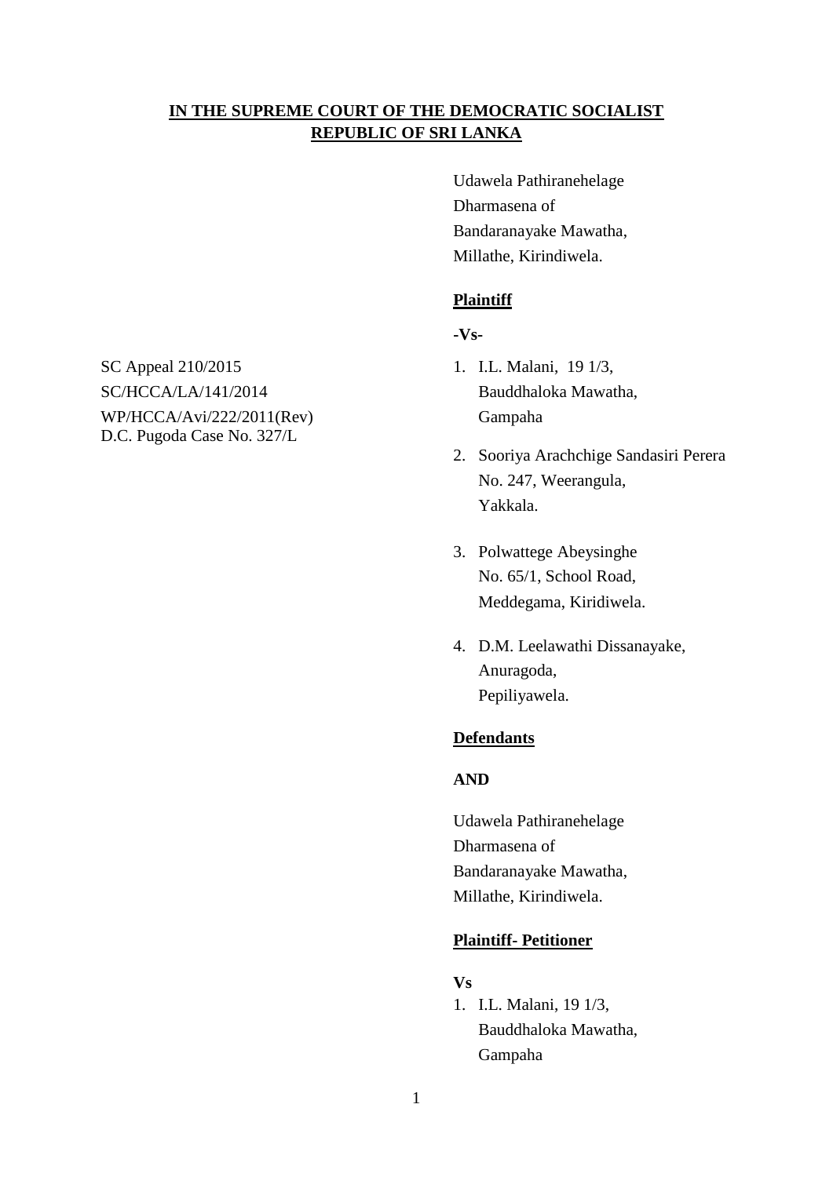**IN THE SUPREME COURT OF THE DEMOCRATIC SOCIALIST REPUBLIC OF SRI LANKA**

SC Appeal 210/2015
SC/HCCA/LA/141/2014
WP/HCCA/Avi/222/2011(Rev)
D.C. Pugoda Case No. 327/L

Udawela Pathiranehelage
Dharmasena of
Bandaranayake Mawatha,
Millathe, Kirindiwela.

**Plaintiff**

**-Vs-**

1. I.L. Malani, 19 1/3,
   Bauddhaloka Mawatha,
   Gampaha

2. Sooriya Arachchige Sandasiri Perera
   No. 247, Weerangula,
   Yakkala.

3. Polwattege Abeysinghe
   No. 65/1, School Road,
   Meddegama, Kiridiwela.

4. D.M. Leelawathi Dissanayake,
   Anuragoda,
   Pepiliyawela.

**Defendants**

**AND**

Udawela Pathiranehelage
Dharmasena of
Bandaranayake Mawatha,
Millathe, Kirindiwela.

**Plaintiff- Petitioner**

**Vs**

1. I.L. Malani, 19 1/3,
   Bauddhaloka Mawatha,
   Gampaha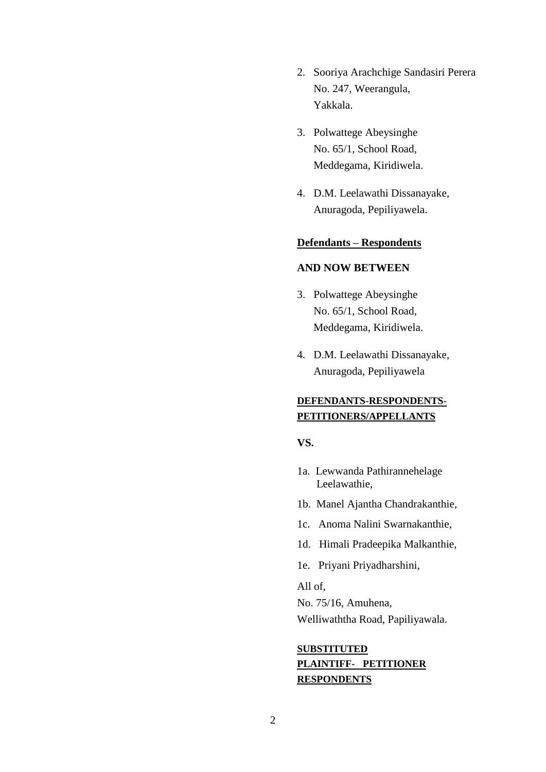2. Sooriya Arachchige Sandasiri Perera
   No. 247, Weerangula,
   Yakkala.

3. Polwattege Abeysinghe
   No. 65/1, School Road,
   Meddegama, Kiridiwela.

4. D.M. Leelawathi Dissanayake,
   Anuragoda, Pepiliyawela.

**Defendants – Respondents**

**AND NOW BETWEEN**

3. Polwattege Abeysinghe
   No. 65/1, School Road,
   Meddegama, Kiridiwela.

4. D.M. Leelawathi Dissanayake,
   Anuragoda, Pepiliyawela

**DEFENDANTS-RESPONDENTS-PETITIONERS/APPELLANTS**

**VS.**

1a. Lewwanda Pathirannehelage Leelawathie,

1b. Manel Ajantha Chandrakanthie,

1c. Anoma Nalini Swarnakanthie,

1d. Himali Pradeepika Malkanthie,

1e. Priyani Priyadharshini,

All of,
No. 75/16, Amuhena,
Welliwaththa Road, Papiliyawala.

**SUBSTITUTED PLAINTIFF- PETITIONER RESPONDENTS**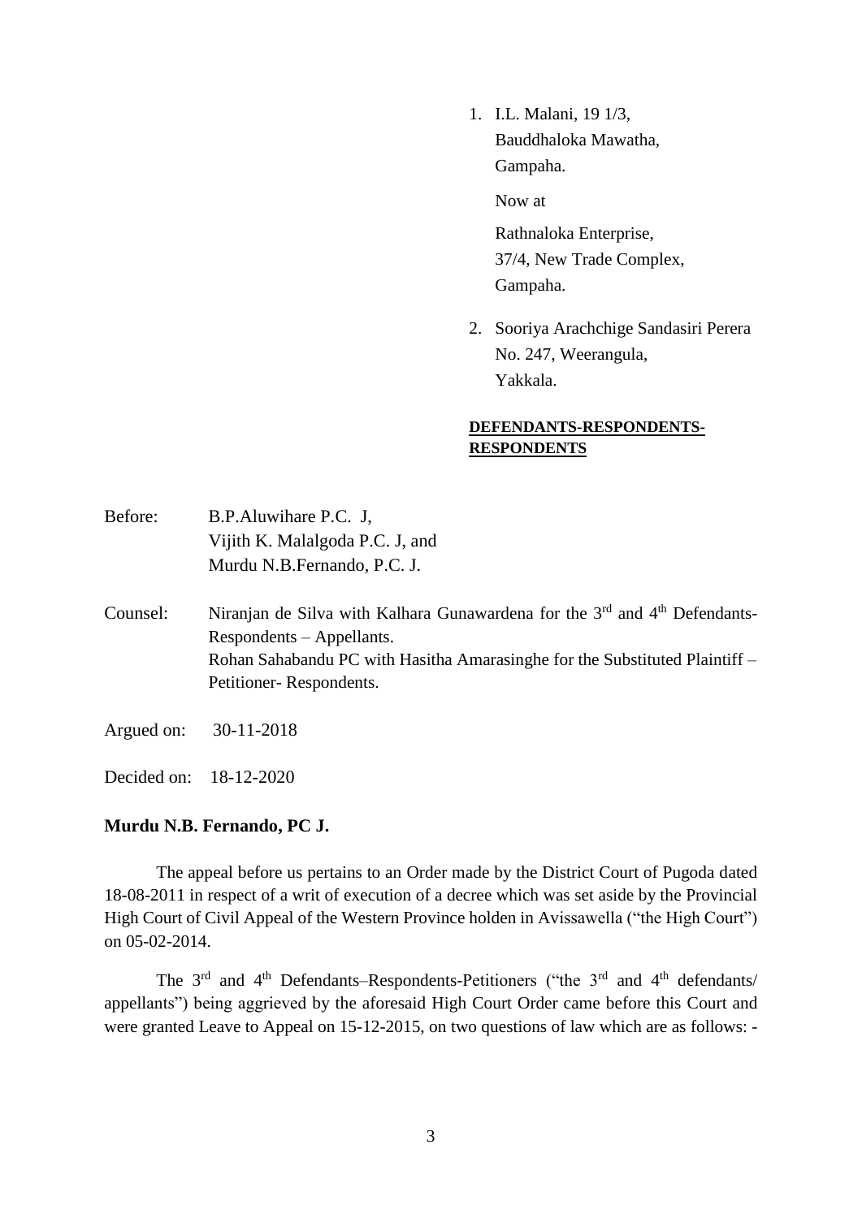1. I.L. Malani, 19 1/3,
   Bauddhaloka Mawatha,
   Gampaha.

   Now at

   Rathnaloka Enterprise,
   37/4, New Trade Complex,
   Gampaha.

2. Sooriya Arachchige Sandasiri Perera
   No. 247, Weerangula,
   Yakkala.

**DEFENDANTS-RESPONDENTS-RESPONDENTS**

Before: B.P.Aluwihare P.C. J,
Vijith K. Malalgoda P.C. J, and
Murdu N.B.Fernando, P.C. J.

Counsel: Niranjan de Silva with Kalhara Gunawardena for the 3rd and 4th Defendants-Respondents – Appellants.
Rohan Sahabandu PC with Hasitha Amarasinghe for the Substituted Plaintiff – Petitioner- Respondents.

Argued on: 30-11-2018

Decided on: 18-12-2020

**Murdu N.B. Fernando, PC J.**

The appeal before us pertains to an Order made by the District Court of Pugoda dated 18-08-2011 in respect of a writ of execution of a decree which was set aside by the Provincial High Court of Civil Appeal of the Western Province holden in Avissawella ("the High Court") on 05-02-2014.

The 3rd and 4th Defendants–Respondents-Petitioners ("the 3rd and 4th defendants/ appellants") being aggrieved by the aforesaid High Court Order came before this Court and were granted Leave to Appeal on 15-12-2015, on two questions of law which are as follows: -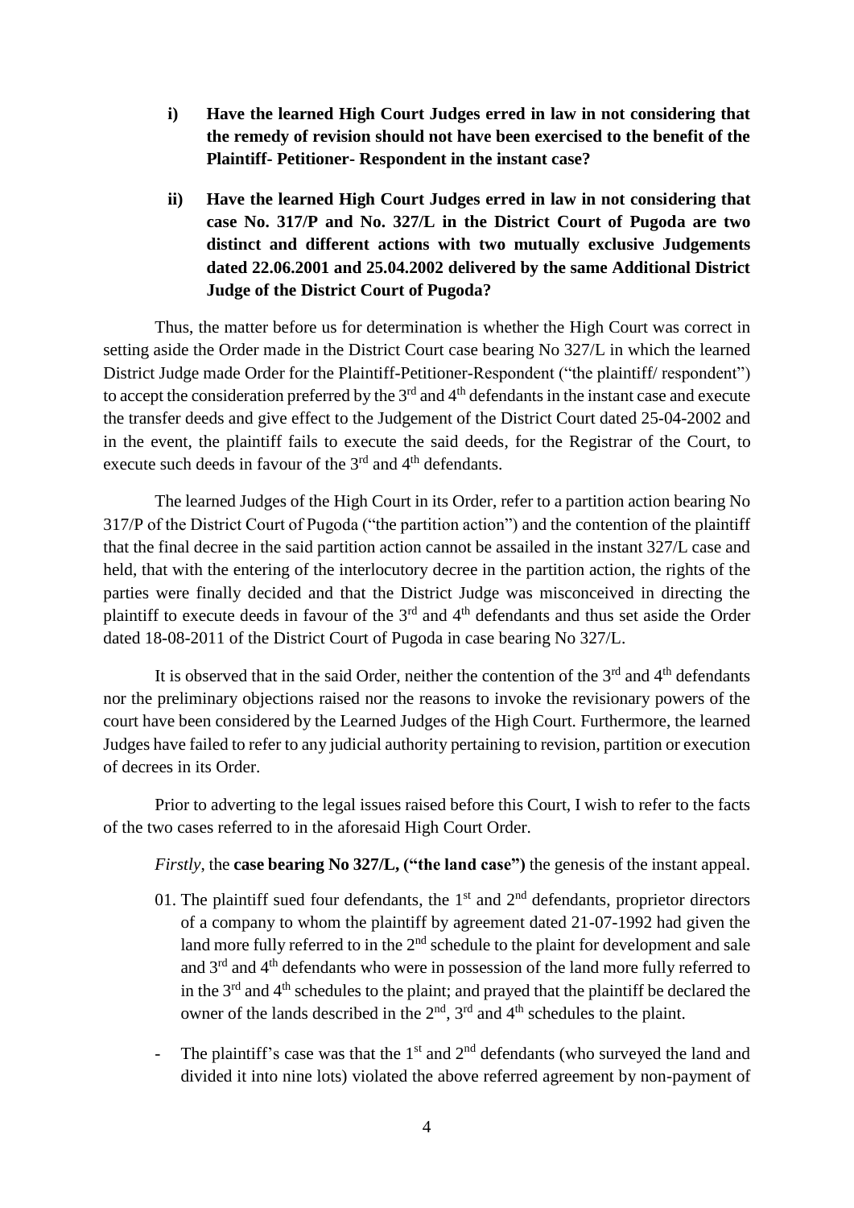**i) Have the learned High Court Judges erred in law in not considering that the remedy of revision should not have been exercised to the benefit of the Plaintiff- Petitioner- Respondent in the instant case?**

**ii) Have the learned High Court Judges erred in law in not considering that case No. 317/P and No. 327/L in the District Court of Pugoda are two distinct and different actions with two mutually exclusive Judgements dated 22.06.2001 and 25.04.2002 delivered by the same Additional District Judge of the District Court of Pugoda?**

Thus, the matter before us for determination is whether the High Court was correct in setting aside the Order made in the District Court case bearing No 327/L in which the learned District Judge made Order for the Plaintiff-Petitioner-Respondent ("the plaintiff/ respondent") to accept the consideration preferred by the 3rd and 4th defendants in the instant case and execute the transfer deeds and give effect to the Judgement of the District Court dated 25-04-2002 and in the event, the plaintiff fails to execute the said deeds, for the Registrar of the Court, to execute such deeds in favour of the 3rd and 4th defendants.

The learned Judges of the High Court in its Order, refer to a partition action bearing No 317/P of the District Court of Pugoda ("the partition action") and the contention of the plaintiff that the final decree in the said partition action cannot be assailed in the instant 327/L case and held, that with the entering of the interlocutory decree in the partition action, the rights of the parties were finally decided and that the District Judge was misconceived in directing the plaintiff to execute deeds in favour of the 3rd and 4th defendants and thus set aside the Order dated 18-08-2011 of the District Court of Pugoda in case bearing No 327/L.

It is observed that in the said Order, neither the contention of the 3rd and 4th defendants nor the preliminary objections raised nor the reasons to invoke the revisionary powers of the court have been considered by the Learned Judges of the High Court. Furthermore, the learned Judges have failed to refer to any judicial authority pertaining to revision, partition or execution of decrees in its Order.

Prior to adverting to the legal issues raised before this Court, I wish to refer to the facts of the two cases referred to in the aforesaid High Court Order.

*Firstly*, the **case bearing No 327/L, ("the land case")** the genesis of the instant appeal.

01. The plaintiff sued four defendants, the 1st and 2nd defendants, proprietor directors of a company to whom the plaintiff by agreement dated 21-07-1992 had given the land more fully referred to in the 2nd schedule to the plaint for development and sale and 3rd and 4th defendants who were in possession of the land more fully referred to in the 3rd and 4th schedules to the plaint; and prayed that the plaintiff be declared the owner of the lands described in the 2nd, 3rd and 4th schedules to the plaint.

- The plaintiff's case was that the 1st and 2nd defendants (who surveyed the land and divided it into nine lots) violated the above referred agreement by non-payment of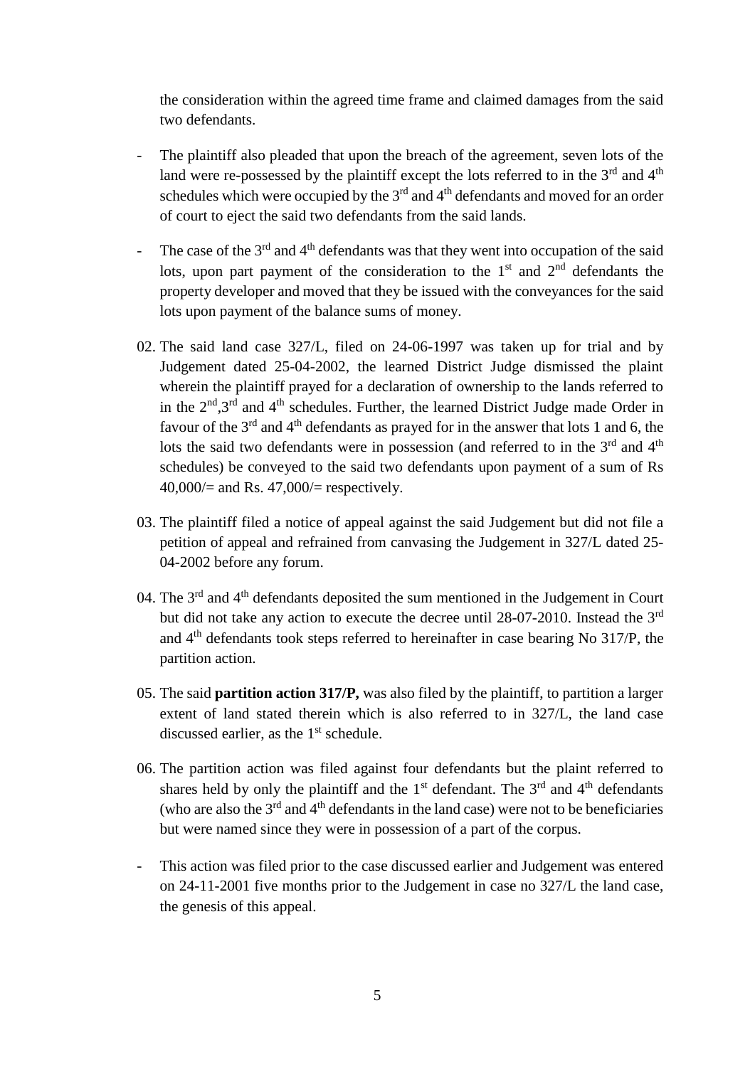the consideration within the agreed time frame and claimed damages from the said two defendants.

- The plaintiff also pleaded that upon the breach of the agreement, seven lots of the land were re-possessed by the plaintiff except the lots referred to in the 3rd and 4th schedules which were occupied by the 3rd and 4th defendants and moved for an order of court to eject the said two defendants from the said lands.

- The case of the 3rd and 4th defendants was that they went into occupation of the said lots, upon part payment of the consideration to the 1st and 2nd defendants the property developer and moved that they be issued with the conveyances for the said lots upon payment of the balance sums of money.

02. The said land case 327/L, filed on 24-06-1997 was taken up for trial and by Judgement dated 25-04-2002, the learned District Judge dismissed the plaint wherein the plaintiff prayed for a declaration of ownership to the lands referred to in the 2nd,3rd and 4th schedules. Further, the learned District Judge made Order in favour of the 3rd and 4th defendants as prayed for in the answer that lots 1 and 6, the lots the said two defendants were in possession (and referred to in the 3rd and 4th schedules) be conveyed to the said two defendants upon payment of a sum of Rs 40,000/= and Rs. 47,000/= respectively.

03. The plaintiff filed a notice of appeal against the said Judgement but did not file a petition of appeal and refrained from canvasing the Judgement in 327/L dated 25-04-2002 before any forum.

04. The 3rd and 4th defendants deposited the sum mentioned in the Judgement in Court but did not take any action to execute the decree until 28-07-2010. Instead the 3rd and 4th defendants took steps referred to hereinafter in case bearing No 317/P, the partition action.

05. The said **partition action 317/P,** was also filed by the plaintiff, to partition a larger extent of land stated therein which is also referred to in 327/L, the land case discussed earlier, as the 1st schedule.

06. The partition action was filed against four defendants but the plaint referred to shares held by only the plaintiff and the 1st defendant. The 3rd and 4th defendants (who are also the 3rd and 4th defendants in the land case) were not to be beneficiaries but were named since they were in possession of a part of the corpus.

- This action was filed prior to the case discussed earlier and Judgement was entered on 24-11-2001 five months prior to the Judgement in case no 327/L the land case, the genesis of this appeal.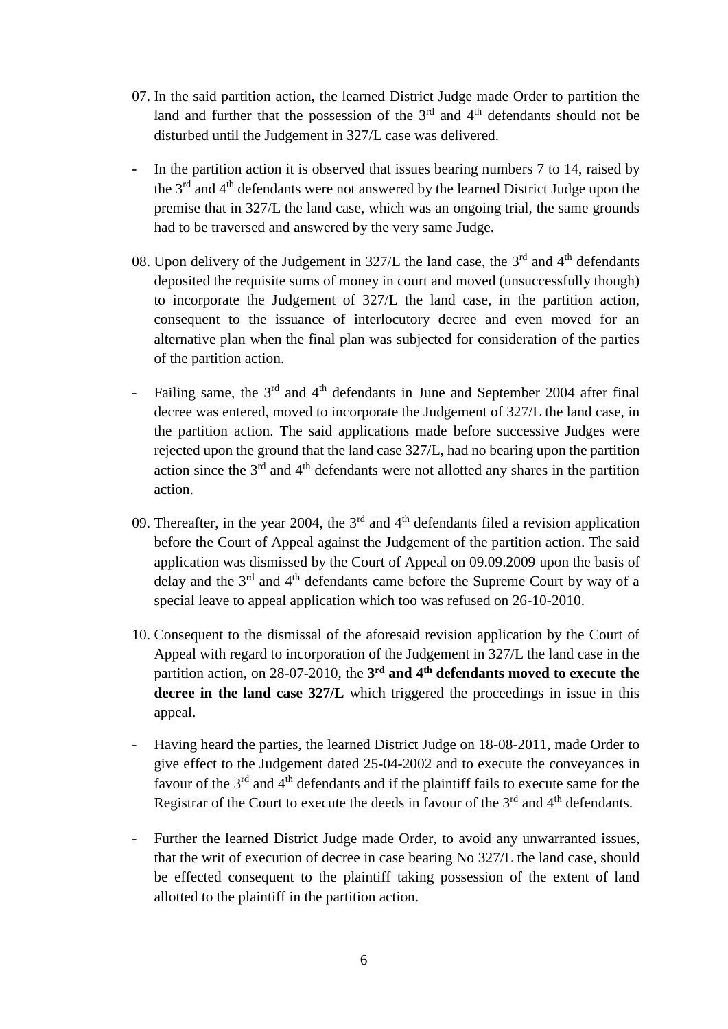07. In the said partition action, the learned District Judge made Order to partition the land and further that the possession of the 3rd and 4th defendants should not be disturbed until the Judgement in 327/L case was delivered.

- In the partition action it is observed that issues bearing numbers 7 to 14, raised by the 3rd and 4th defendants were not answered by the learned District Judge upon the premise that in 327/L the land case, which was an ongoing trial, the same grounds had to be traversed and answered by the very same Judge.

08. Upon delivery of the Judgement in 327/L the land case, the 3rd and 4th defendants deposited the requisite sums of money in court and moved (unsuccessfully though) to incorporate the Judgement of 327/L the land case, in the partition action, consequent to the issuance of interlocutory decree and even moved for an alternative plan when the final plan was subjected for consideration of the parties of the partition action.

- Failing same, the 3rd and 4th defendants in June and September 2004 after final decree was entered, moved to incorporate the Judgement of 327/L the land case, in the partition action. The said applications made before successive Judges were rejected upon the ground that the land case 327/L, had no bearing upon the partition action since the 3rd and 4th defendants were not allotted any shares in the partition action.

09. Thereafter, in the year 2004, the 3rd and 4th defendants filed a revision application before the Court of Appeal against the Judgement of the partition action. The said application was dismissed by the Court of Appeal on 09.09.2009 upon the basis of delay and the 3rd and 4th defendants came before the Supreme Court by way of a special leave to appeal application which too was refused on 26-10-2010.

10. Consequent to the dismissal of the aforesaid revision application by the Court of Appeal with regard to incorporation of the Judgement in 327/L the land case in the partition action, on 28-07-2010, the **3rd and 4th defendants moved to execute the decree in the land case 327/L** which triggered the proceedings in issue in this appeal.

- Having heard the parties, the learned District Judge on 18-08-2011, made Order to give effect to the Judgement dated 25-04-2002 and to execute the conveyances in favour of the 3rd and 4th defendants and if the plaintiff fails to execute same for the Registrar of the Court to execute the deeds in favour of the 3rd and 4th defendants.

- Further the learned District Judge made Order, to avoid any unwarranted issues, that the writ of execution of decree in case bearing No 327/L the land case, should be effected consequent to the plaintiff taking possession of the extent of land allotted to the plaintiff in the partition action.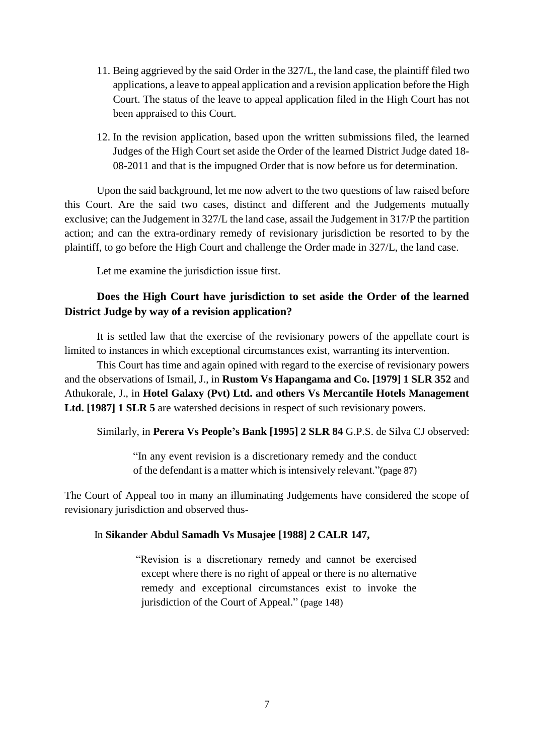11. Being aggrieved by the said Order in the 327/L, the land case, the plaintiff filed two applications, a leave to appeal application and a revision application before the High Court. The status of the leave to appeal application filed in the High Court has not been appraised to this Court.

12. In the revision application, based upon the written submissions filed, the learned Judges of the High Court set aside the Order of the learned District Judge dated 18-08-2011 and that is the impugned Order that is now before us for determination.

Upon the said background, let me now advert to the two questions of law raised before this Court. Are the said two cases, distinct and different and the Judgements mutually exclusive; can the Judgement in 327/L the land case, assail the Judgement in 317/P the partition action; and can the extra-ordinary remedy of revisionary jurisdiction be resorted to by the plaintiff, to go before the High Court and challenge the Order made in 327/L, the land case.

Let me examine the jurisdiction issue first.

**Does the High Court have jurisdiction to set aside the Order of the learned District Judge by way of a revision application?**

It is settled law that the exercise of the revisionary powers of the appellate court is limited to instances in which exceptional circumstances exist, warranting its intervention.

This Court has time and again opined with regard to the exercise of revisionary powers and the observations of Ismail, J., in **Rustom Vs Hapangama and Co. [1979] 1 SLR 352** and Athukorale, J., in **Hotel Galaxy (Pvt) Ltd. and others Vs Mercantile Hotels Management Ltd. [1987] 1 SLR 5** are watershed decisions in respect of such revisionary powers.

Similarly, in **Perera Vs People's Bank [1995] 2 SLR 84** G.P.S. de Silva CJ observed:

> "In any event revision is a discretionary remedy and the conduct of the defendant is a matter which is intensively relevant."(page 87)

The Court of Appeal too in many an illuminating Judgements have considered the scope of revisionary jurisdiction and observed thus-

In **Sikander Abdul Samadh Vs Musajee [1988] 2 CALR 147,**

> "Revision is a discretionary remedy and cannot be exercised except where there is no right of appeal or there is no alternative remedy and exceptional circumstances exist to invoke the jurisdiction of the Court of Appeal." (page 148)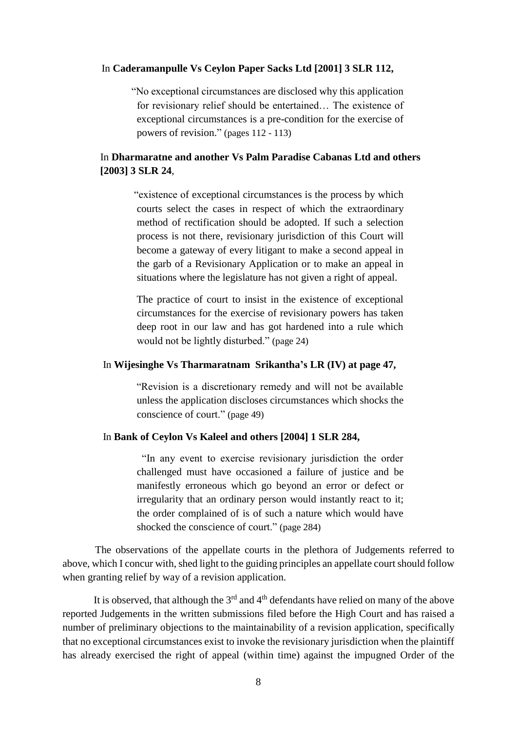In **Caderamanpulle Vs Ceylon Paper Sacks Ltd [2001] 3 SLR 112,**

> "No exceptional circumstances are disclosed why this application for revisionary relief should be entertained… The existence of exceptional circumstances is a pre-condition for the exercise of powers of revision." (pages 112 - 113)

In **Dharmaratne and another Vs Palm Paradise Cabanas Ltd and others [2003] 3 SLR 24**,

> "existence of exceptional circumstances is the process by which courts select the cases in respect of which the extraordinary method of rectification should be adopted. If such a selection process is not there, revisionary jurisdiction of this Court will become a gateway of every litigant to make a second appeal in the garb of a Revisionary Application or to make an appeal in situations where the legislature has not given a right of appeal.
>
> The practice of court to insist in the existence of exceptional circumstances for the exercise of revisionary powers has taken deep root in our law and has got hardened into a rule which would not be lightly disturbed." (page 24)

In **Wijesinghe Vs Tharmaratnam Srikantha's LR (IV) at page 47,**

> "Revision is a discretionary remedy and will not be available unless the application discloses circumstances which shocks the conscience of court." (page 49)

In **Bank of Ceylon Vs Kaleel and others [2004] 1 SLR 284,**

> "In any event to exercise revisionary jurisdiction the order challenged must have occasioned a failure of justice and be manifestly erroneous which go beyond an error or defect or irregularity that an ordinary person would instantly react to it; the order complained of is of such a nature which would have shocked the conscience of court." (page 284)

The observations of the appellate courts in the plethora of Judgements referred to above, which I concur with, shed light to the guiding principles an appellate court should follow when granting relief by way of a revision application.

It is observed, that although the 3rd and 4th defendants have relied on many of the above reported Judgements in the written submissions filed before the High Court and has raised a number of preliminary objections to the maintainability of a revision application, specifically that no exceptional circumstances exist to invoke the revisionary jurisdiction when the plaintiff has already exercised the right of appeal (within time) against the impugned Order of the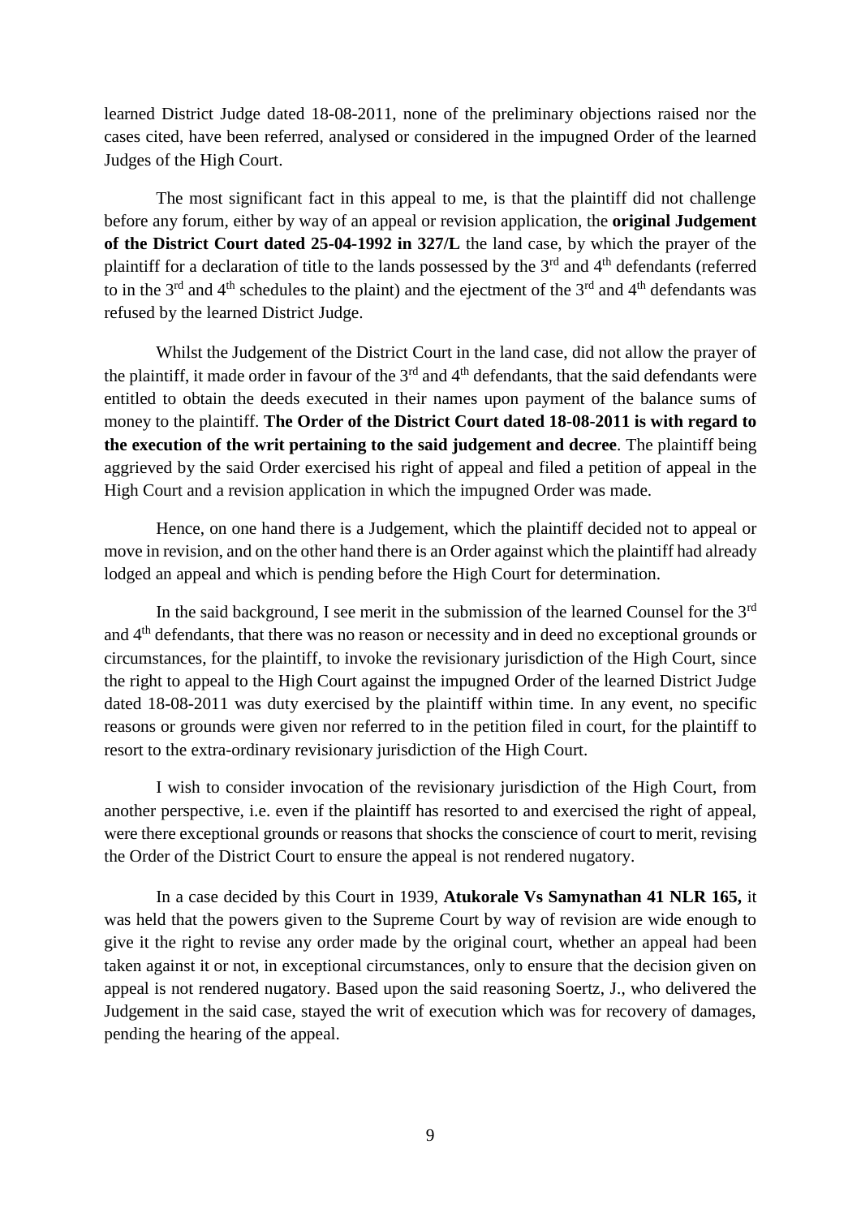learned District Judge dated 18-08-2011, none of the preliminary objections raised nor the cases cited, have been referred, analysed or considered in the impugned Order of the learned Judges of the High Court.

The most significant fact in this appeal to me, is that the plaintiff did not challenge before any forum, either by way of an appeal or revision application, the **original Judgement of the District Court dated 25-04-1992 in 327/L** the land case, by which the prayer of the plaintiff for a declaration of title to the lands possessed by the 3rd and 4th defendants (referred to in the 3rd and 4th schedules to the plaint) and the ejectment of the 3rd and 4th defendants was refused by the learned District Judge.

Whilst the Judgement of the District Court in the land case, did not allow the prayer of the plaintiff, it made order in favour of the 3rd and 4th defendants, that the said defendants were entitled to obtain the deeds executed in their names upon payment of the balance sums of money to the plaintiff. **The Order of the District Court dated 18-08-2011 is with regard to the execution of the writ pertaining to the said judgement and decree**. The plaintiff being aggrieved by the said Order exercised his right of appeal and filed a petition of appeal in the High Court and a revision application in which the impugned Order was made.

Hence, on one hand there is a Judgement, which the plaintiff decided not to appeal or move in revision, and on the other hand there is an Order against which the plaintiff had already lodged an appeal and which is pending before the High Court for determination.

In the said background, I see merit in the submission of the learned Counsel for the 3rd and 4th defendants, that there was no reason or necessity and in deed no exceptional grounds or circumstances, for the plaintiff, to invoke the revisionary jurisdiction of the High Court, since the right to appeal to the High Court against the impugned Order of the learned District Judge dated 18-08-2011 was duty exercised by the plaintiff within time. In any event, no specific reasons or grounds were given nor referred to in the petition filed in court, for the plaintiff to resort to the extra-ordinary revisionary jurisdiction of the High Court.

I wish to consider invocation of the revisionary jurisdiction of the High Court, from another perspective, i.e. even if the plaintiff has resorted to and exercised the right of appeal, were there exceptional grounds or reasons that shocks the conscience of court to merit, revising the Order of the District Court to ensure the appeal is not rendered nugatory.

In a case decided by this Court in 1939, **Atukorale Vs Samynathan 41 NLR 165,** it was held that the powers given to the Supreme Court by way of revision are wide enough to give it the right to revise any order made by the original court, whether an appeal had been taken against it or not, in exceptional circumstances, only to ensure that the decision given on appeal is not rendered nugatory. Based upon the said reasoning Soertz, J., who delivered the Judgement in the said case, stayed the writ of execution which was for recovery of damages, pending the hearing of the appeal.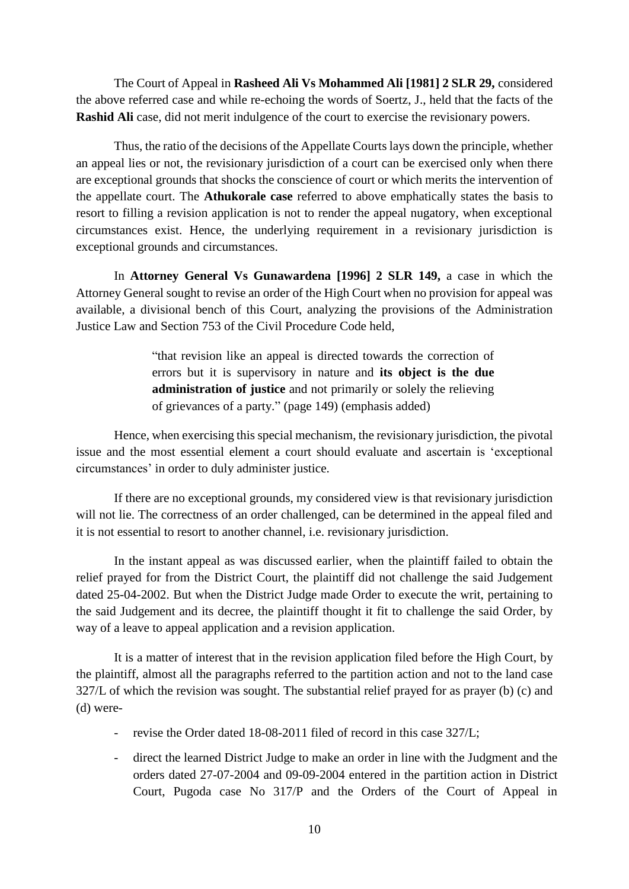The Court of Appeal in **Rasheed Ali Vs Mohammed Ali [1981] 2 SLR 29,** considered the above referred case and while re-echoing the words of Soertz, J., held that the facts of the **Rashid Ali** case, did not merit indulgence of the court to exercise the revisionary powers.

Thus, the ratio of the decisions of the Appellate Courts lays down the principle, whether an appeal lies or not, the revisionary jurisdiction of a court can be exercised only when there are exceptional grounds that shocks the conscience of court or which merits the intervention of the appellate court. The **Athukorale case** referred to above emphatically states the basis to resort to filling a revision application is not to render the appeal nugatory, when exceptional circumstances exist. Hence, the underlying requirement in a revisionary jurisdiction is exceptional grounds and circumstances.

In **Attorney General Vs Gunawardena [1996] 2 SLR 149,** a case in which the Attorney General sought to revise an order of the High Court when no provision for appeal was available, a divisional bench of this Court, analyzing the provisions of the Administration Justice Law and Section 753 of the Civil Procedure Code held,

> "that revision like an appeal is directed towards the correction of errors but it is supervisory in nature and **its object is the due administration of justice** and not primarily or solely the relieving of grievances of a party." (page 149) (emphasis added)

Hence, when exercising this special mechanism, the revisionary jurisdiction, the pivotal issue and the most essential element a court should evaluate and ascertain is 'exceptional circumstances' in order to duly administer justice.

If there are no exceptional grounds, my considered view is that revisionary jurisdiction will not lie. The correctness of an order challenged, can be determined in the appeal filed and it is not essential to resort to another channel, i.e. revisionary jurisdiction.

In the instant appeal as was discussed earlier, when the plaintiff failed to obtain the relief prayed for from the District Court, the plaintiff did not challenge the said Judgement dated 25-04-2002. But when the District Judge made Order to execute the writ, pertaining to the said Judgement and its decree, the plaintiff thought it fit to challenge the said Order, by way of a leave to appeal application and a revision application.

It is a matter of interest that in the revision application filed before the High Court, by the plaintiff, almost all the paragraphs referred to the partition action and not to the land case 327/L of which the revision was sought. The substantial relief prayed for as prayer (b) (c) and (d) were-

- revise the Order dated 18-08-2011 filed of record in this case 327/L;
- direct the learned District Judge to make an order in line with the Judgment and the orders dated 27-07-2004 and 09-09-2004 entered in the partition action in District Court, Pugoda case No 317/P and the Orders of the Court of Appeal in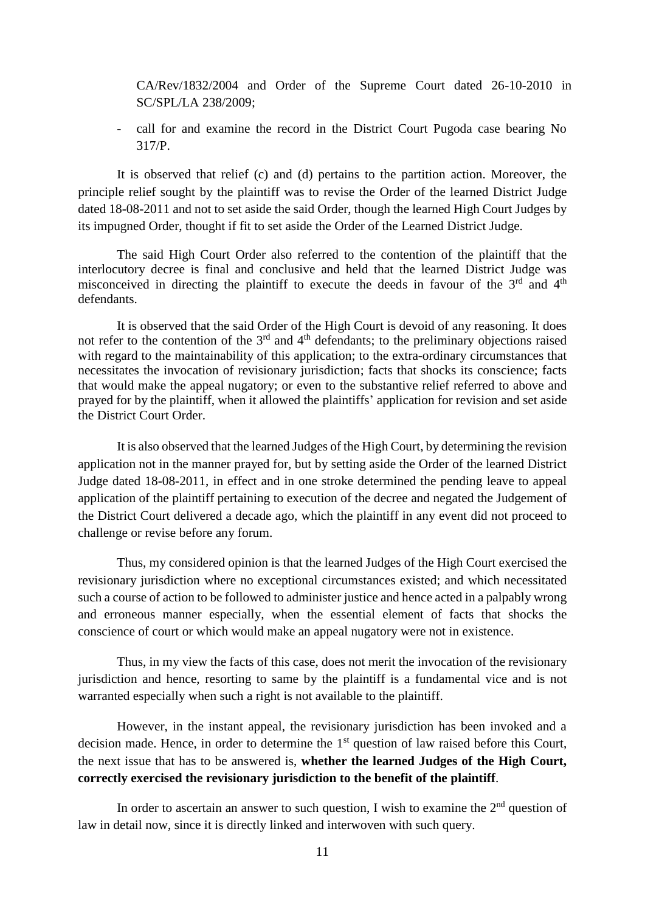CA/Rev/1832/2004 and Order of the Supreme Court dated 26-10-2010 in SC/SPL/LA 238/2009;

- call for and examine the record in the District Court Pugoda case bearing No 317/P.

It is observed that relief (c) and (d) pertains to the partition action. Moreover, the principle relief sought by the plaintiff was to revise the Order of the learned District Judge dated 18-08-2011 and not to set aside the said Order, though the learned High Court Judges by its impugned Order, thought if fit to set aside the Order of the Learned District Judge.

The said High Court Order also referred to the contention of the plaintiff that the interlocutory decree is final and conclusive and held that the learned District Judge was misconceived in directing the plaintiff to execute the deeds in favour of the 3rd and 4th defendants.

It is observed that the said Order of the High Court is devoid of any reasoning. It does not refer to the contention of the 3rd and 4th defendants; to the preliminary objections raised with regard to the maintainability of this application; to the extra-ordinary circumstances that necessitates the invocation of revisionary jurisdiction; facts that shocks its conscience; facts that would make the appeal nugatory; or even to the substantive relief referred to above and prayed for by the plaintiff, when it allowed the plaintiffs' application for revision and set aside the District Court Order.

It is also observed that the learned Judges of the High Court, by determining the revision application not in the manner prayed for, but by setting aside the Order of the learned District Judge dated 18-08-2011, in effect and in one stroke determined the pending leave to appeal application of the plaintiff pertaining to execution of the decree and negated the Judgement of the District Court delivered a decade ago, which the plaintiff in any event did not proceed to challenge or revise before any forum.

Thus, my considered opinion is that the learned Judges of the High Court exercised the revisionary jurisdiction where no exceptional circumstances existed; and which necessitated such a course of action to be followed to administer justice and hence acted in a palpably wrong and erroneous manner especially, when the essential element of facts that shocks the conscience of court or which would make an appeal nugatory were not in existence.

Thus, in my view the facts of this case, does not merit the invocation of the revisionary jurisdiction and hence, resorting to same by the plaintiff is a fundamental vice and is not warranted especially when such a right is not available to the plaintiff.

However, in the instant appeal, the revisionary jurisdiction has been invoked and a decision made. Hence, in order to determine the 1st question of law raised before this Court, the next issue that has to be answered is, **whether the learned Judges of the High Court, correctly exercised the revisionary jurisdiction to the benefit of the plaintiff**.

In order to ascertain an answer to such question, I wish to examine the 2nd question of law in detail now, since it is directly linked and interwoven with such query.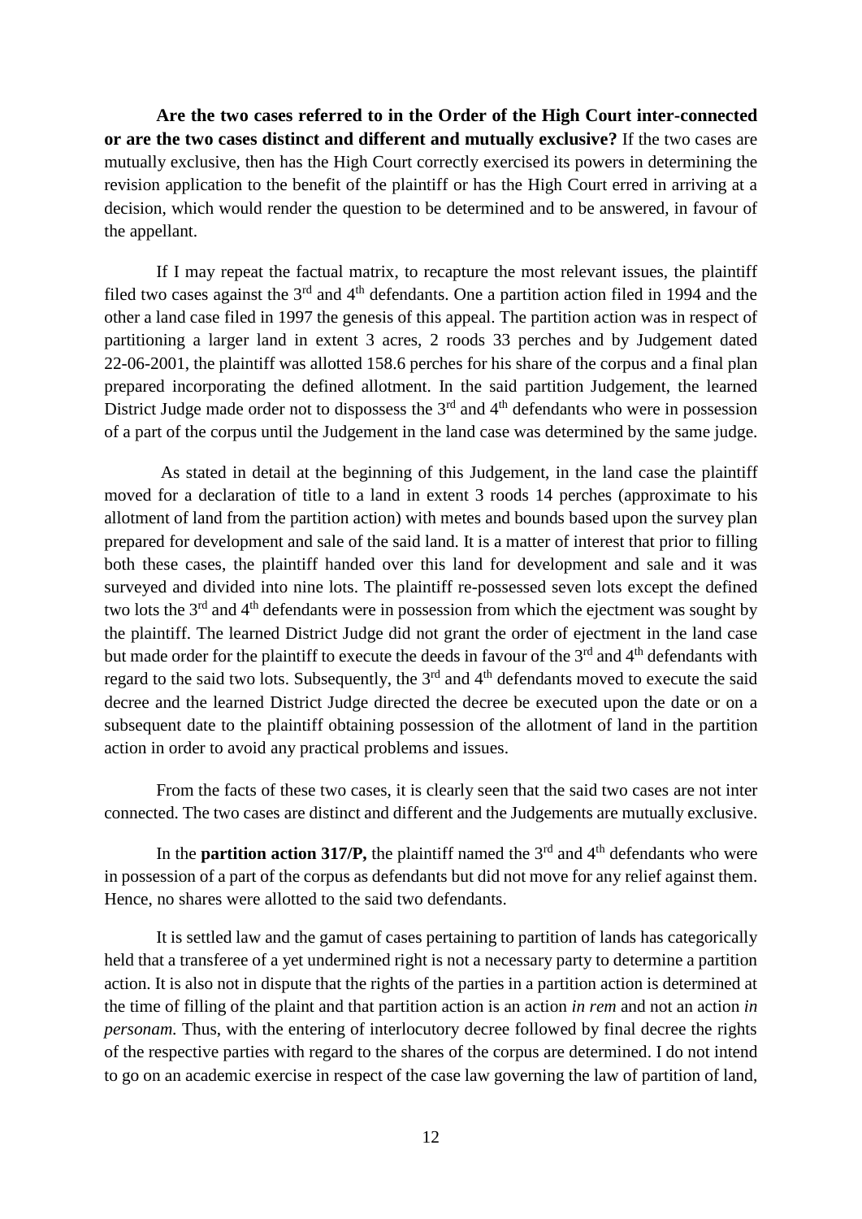**Are the two cases referred to in the Order of the High Court inter-connected or are the two cases distinct and different and mutually exclusive?** If the two cases are mutually exclusive, then has the High Court correctly exercised its powers in determining the revision application to the benefit of the plaintiff or has the High Court erred in arriving at a decision, which would render the question to be determined and to be answered, in favour of the appellant.

If I may repeat the factual matrix, to recapture the most relevant issues, the plaintiff filed two cases against the 3rd and 4th defendants. One a partition action filed in 1994 and the other a land case filed in 1997 the genesis of this appeal. The partition action was in respect of partitioning a larger land in extent 3 acres, 2 roods 33 perches and by Judgement dated 22-06-2001, the plaintiff was allotted 158.6 perches for his share of the corpus and a final plan prepared incorporating the defined allotment. In the said partition Judgement, the learned District Judge made order not to dispossess the 3rd and 4th defendants who were in possession of a part of the corpus until the Judgement in the land case was determined by the same judge.

As stated in detail at the beginning of this Judgement, in the land case the plaintiff moved for a declaration of title to a land in extent 3 roods 14 perches (approximate to his allotment of land from the partition action) with metes and bounds based upon the survey plan prepared for development and sale of the said land. It is a matter of interest that prior to filling both these cases, the plaintiff handed over this land for development and sale and it was surveyed and divided into nine lots. The plaintiff re-possessed seven lots except the defined two lots the 3rd and 4th defendants were in possession from which the ejectment was sought by the plaintiff. The learned District Judge did not grant the order of ejectment in the land case but made order for the plaintiff to execute the deeds in favour of the 3rd and 4th defendants with regard to the said two lots. Subsequently, the 3rd and 4th defendants moved to execute the said decree and the learned District Judge directed the decree be executed upon the date or on a subsequent date to the plaintiff obtaining possession of the allotment of land in the partition action in order to avoid any practical problems and issues.

From the facts of these two cases, it is clearly seen that the said two cases are not inter connected. The two cases are distinct and different and the Judgements are mutually exclusive.

In the **partition action 317/P,** the plaintiff named the 3rd and 4th defendants who were in possession of a part of the corpus as defendants but did not move for any relief against them. Hence, no shares were allotted to the said two defendants.

It is settled law and the gamut of cases pertaining to partition of lands has categorically held that a transferee of a yet undermined right is not a necessary party to determine a partition action. It is also not in dispute that the rights of the parties in a partition action is determined at the time of filling of the plaint and that partition action is an action *in rem* and not an action *in personam.* Thus, with the entering of interlocutory decree followed by final decree the rights of the respective parties with regard to the shares of the corpus are determined. I do not intend to go on an academic exercise in respect of the case law governing the law of partition of land,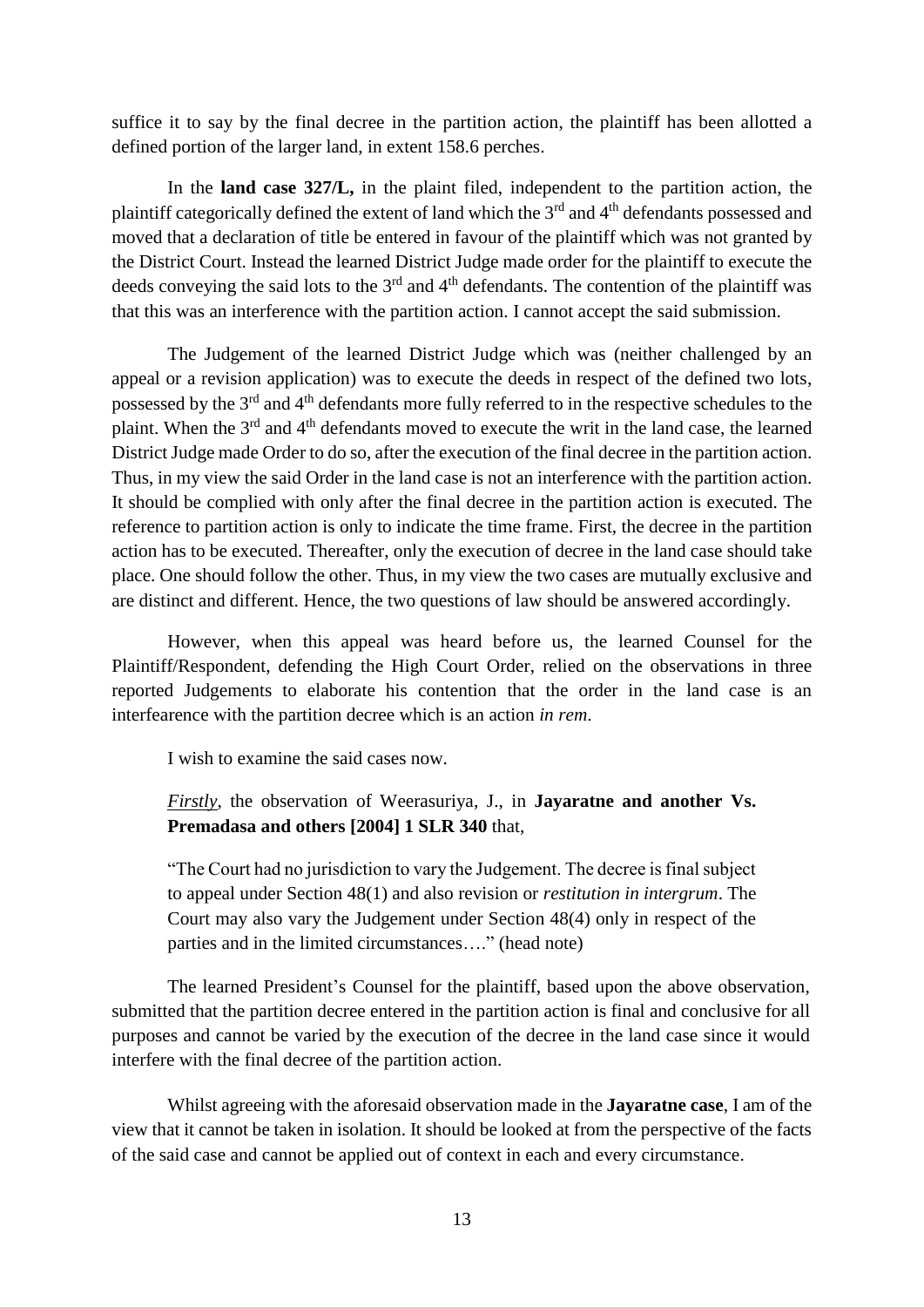suffice it to say by the final decree in the partition action, the plaintiff has been allotted a defined portion of the larger land, in extent 158.6 perches.

In the **land case 327/L,** in the plaint filed, independent to the partition action, the plaintiff categorically defined the extent of land which the 3rd and 4th defendants possessed and moved that a declaration of title be entered in favour of the plaintiff which was not granted by the District Court. Instead the learned District Judge made order for the plaintiff to execute the deeds conveying the said lots to the 3rd and 4th defendants. The contention of the plaintiff was that this was an interference with the partition action. I cannot accept the said submission.

The Judgement of the learned District Judge which was (neither challenged by an appeal or a revision application) was to execute the deeds in respect of the defined two lots, possessed by the 3rd and 4th defendants more fully referred to in the respective schedules to the plaint. When the 3rd and 4th defendants moved to execute the writ in the land case, the learned District Judge made Order to do so, after the execution of the final decree in the partition action. Thus, in my view the said Order in the land case is not an interference with the partition action. It should be complied with only after the final decree in the partition action is executed. The reference to partition action is only to indicate the time frame. First, the decree in the partition action has to be executed. Thereafter, only the execution of decree in the land case should take place. One should follow the other. Thus, in my view the two cases are mutually exclusive and are distinct and different. Hence, the two questions of law should be answered accordingly.

However, when this appeal was heard before us, the learned Counsel for the Plaintiff/Respondent, defending the High Court Order, relied on the observations in three reported Judgements to elaborate his contention that the order in the land case is an interfearence with the partition decree which is an action *in rem*.

I wish to examine the said cases now.

*Firstly*, the observation of Weerasuriya, J., in **Jayaratne and another Vs. Premadasa and others [2004] 1 SLR 340** that,

> "The Court had no jurisdiction to vary the Judgement. The decree is final subject to appeal under Section 48(1) and also revision or *restitution in intergrum*. The Court may also vary the Judgement under Section 48(4) only in respect of the parties and in the limited circumstances…." (head note)

The learned President's Counsel for the plaintiff, based upon the above observation, submitted that the partition decree entered in the partition action is final and conclusive for all purposes and cannot be varied by the execution of the decree in the land case since it would interfere with the final decree of the partition action.

Whilst agreeing with the aforesaid observation made in the **Jayaratne case**, I am of the view that it cannot be taken in isolation. It should be looked at from the perspective of the facts of the said case and cannot be applied out of context in each and every circumstance.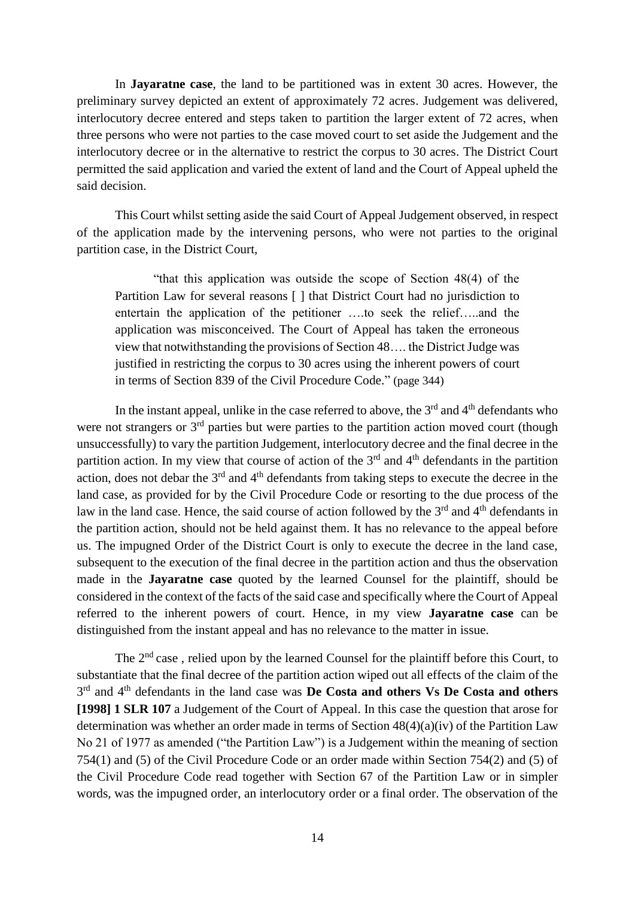In **Jayaratne case**, the land to be partitioned was in extent 30 acres. However, the preliminary survey depicted an extent of approximately 72 acres. Judgement was delivered, interlocutory decree entered and steps taken to partition the larger extent of 72 acres, when three persons who were not parties to the case moved court to set aside the Judgement and the interlocutory decree or in the alternative to restrict the corpus to 30 acres. The District Court permitted the said application and varied the extent of land and the Court of Appeal upheld the said decision.

This Court whilst setting aside the said Court of Appeal Judgement observed, in respect of the application made by the intervening persons, who were not parties to the original partition case, in the District Court,

> "that this application was outside the scope of Section 48(4) of the Partition Law for several reasons [ ] that District Court had no jurisdiction to entertain the application of the petitioner ….to seek the relief…..and the application was misconceived. The Court of Appeal has taken the erroneous view that notwithstanding the provisions of Section 48…. the District Judge was justified in restricting the corpus to 30 acres using the inherent powers of court in terms of Section 839 of the Civil Procedure Code." (page 344)

In the instant appeal, unlike in the case referred to above, the 3rd and 4th defendants who were not strangers or 3rd parties but were parties to the partition action moved court (though unsuccessfully) to vary the partition Judgement, interlocutory decree and the final decree in the partition action. In my view that course of action of the 3rd and 4th defendants in the partition action, does not debar the 3rd and 4th defendants from taking steps to execute the decree in the land case, as provided for by the Civil Procedure Code or resorting to the due process of the law in the land case. Hence, the said course of action followed by the 3rd and 4th defendants in the partition action, should not be held against them. It has no relevance to the appeal before us. The impugned Order of the District Court is only to execute the decree in the land case, subsequent to the execution of the final decree in the partition action and thus the observation made in the **Jayaratne case** quoted by the learned Counsel for the plaintiff, should be considered in the context of the facts of the said case and specifically where the Court of Appeal referred to the inherent powers of court. Hence, in my view **Jayaratne case** can be distinguished from the instant appeal and has no relevance to the matter in issue.

The 2nd case , relied upon by the learned Counsel for the plaintiff before this Court, to substantiate that the final decree of the partition action wiped out all effects of the claim of the 3rd and 4th defendants in the land case was **De Costa and others Vs De Costa and others [1998] 1 SLR 107** a Judgement of the Court of Appeal. In this case the question that arose for determination was whether an order made in terms of Section 48(4)(a)(iv) of the Partition Law No 21 of 1977 as amended ("the Partition Law") is a Judgement within the meaning of section 754(1) and (5) of the Civil Procedure Code or an order made within Section 754(2) and (5) of the Civil Procedure Code read together with Section 67 of the Partition Law or in simpler words, was the impugned order, an interlocutory order or a final order. The observation of the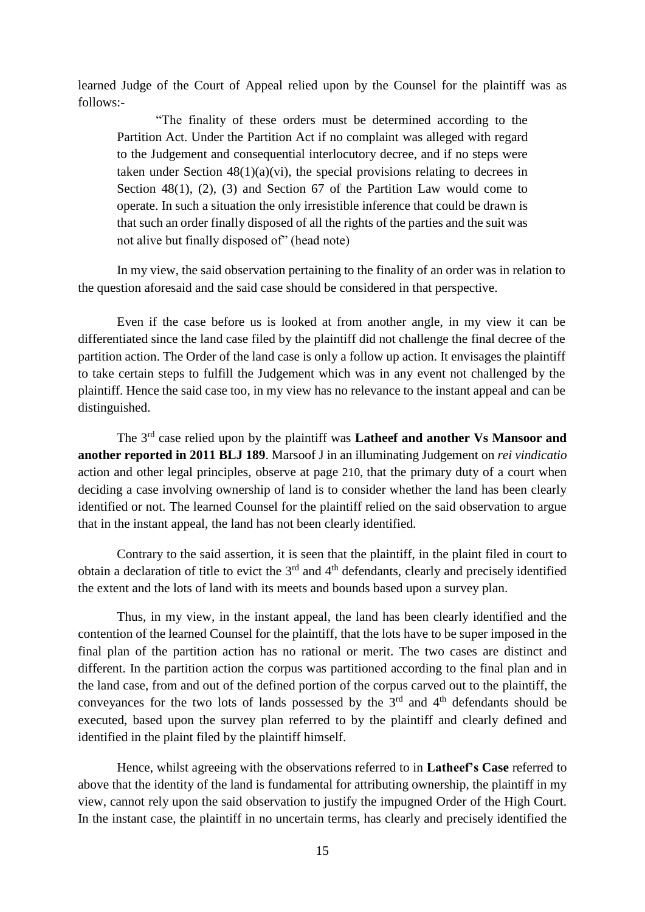learned Judge of the Court of Appeal relied upon by the Counsel for the plaintiff was as follows:-

> "The finality of these orders must be determined according to the Partition Act. Under the Partition Act if no complaint was alleged with regard to the Judgement and consequential interlocutory decree, and if no steps were taken under Section 48(1)(a)(vi), the special provisions relating to decrees in Section 48(1), (2), (3) and Section 67 of the Partition Law would come to operate. In such a situation the only irresistible inference that could be drawn is that such an order finally disposed of all the rights of the parties and the suit was not alive but finally disposed of" (head note)

In my view, the said observation pertaining to the finality of an order was in relation to the question aforesaid and the said case should be considered in that perspective.

Even if the case before us is looked at from another angle, in my view it can be differentiated since the land case filed by the plaintiff did not challenge the final decree of the partition action. The Order of the land case is only a follow up action. It envisages the plaintiff to take certain steps to fulfill the Judgement which was in any event not challenged by the plaintiff. Hence the said case too, in my view has no relevance to the instant appeal and can be distinguished.

The 3rd case relied upon by the plaintiff was **Latheef and another Vs Mansoor and another reported in 2011 BLJ 189**. Marsoof J in an illuminating Judgement on *rei vindicatio* action and other legal principles, observe at page 210, that the primary duty of a court when deciding a case involving ownership of land is to consider whether the land has been clearly identified or not. The learned Counsel for the plaintiff relied on the said observation to argue that in the instant appeal, the land has not been clearly identified.

Contrary to the said assertion, it is seen that the plaintiff, in the plaint filed in court to obtain a declaration of title to evict the 3rd and 4th defendants, clearly and precisely identified the extent and the lots of land with its meets and bounds based upon a survey plan.

Thus, in my view, in the instant appeal, the land has been clearly identified and the contention of the learned Counsel for the plaintiff, that the lots have to be super imposed in the final plan of the partition action has no rational or merit. The two cases are distinct and different. In the partition action the corpus was partitioned according to the final plan and in the land case, from and out of the defined portion of the corpus carved out to the plaintiff, the conveyances for the two lots of lands possessed by the 3rd and 4th defendants should be executed, based upon the survey plan referred to by the plaintiff and clearly defined and identified in the plaint filed by the plaintiff himself.

Hence, whilst agreeing with the observations referred to in **Latheef's Case** referred to above that the identity of the land is fundamental for attributing ownership, the plaintiff in my view, cannot rely upon the said observation to justify the impugned Order of the High Court. In the instant case, the plaintiff in no uncertain terms, has clearly and precisely identified the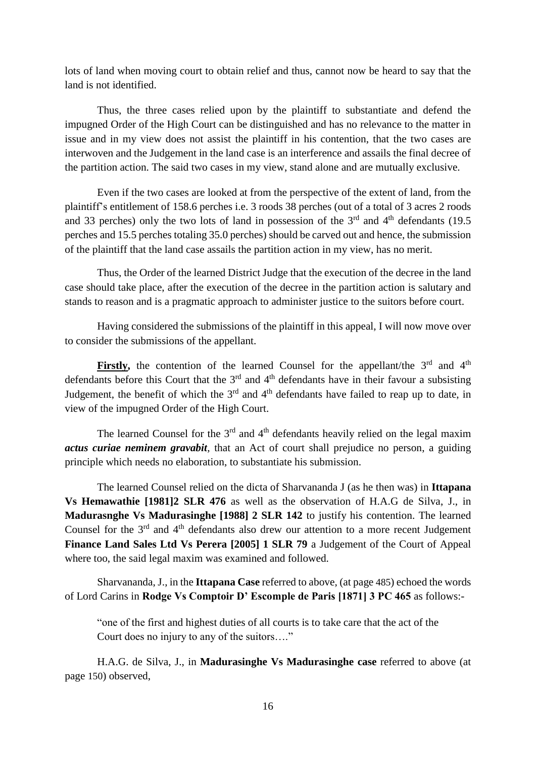lots of land when moving court to obtain relief and thus, cannot now be heard to say that the land is not identified.

Thus, the three cases relied upon by the plaintiff to substantiate and defend the impugned Order of the High Court can be distinguished and has no relevance to the matter in issue and in my view does not assist the plaintiff in his contention, that the two cases are interwoven and the Judgement in the land case is an interference and assails the final decree of the partition action. The said two cases in my view, stand alone and are mutually exclusive.

Even if the two cases are looked at from the perspective of the extent of land, from the plaintiff's entitlement of 158.6 perches i.e. 3 roods 38 perches (out of a total of 3 acres 2 roods and 33 perches) only the two lots of land in possession of the 3rd and 4th defendants (19.5 perches and 15.5 perches totaling 35.0 perches) should be carved out and hence, the submission of the plaintiff that the land case assails the partition action in my view, has no merit.

Thus, the Order of the learned District Judge that the execution of the decree in the land case should take place, after the execution of the decree in the partition action is salutary and stands to reason and is a pragmatic approach to administer justice to the suitors before court.

Having considered the submissions of the plaintiff in this appeal, I will now move over to consider the submissions of the appellant.

**<u>Firstly</u>,** the contention of the learned Counsel for the appellant/the 3rd and 4th defendants before this Court that the 3rd and 4th defendants have in their favour a subsisting Judgement, the benefit of which the 3rd and 4th defendants have failed to reap up to date, in view of the impugned Order of the High Court.

The learned Counsel for the 3rd and 4th defendants heavily relied on the legal maxim ***actus curiae neminem gravabit***, that an Act of court shall prejudice no person, a guiding principle which needs no elaboration, to substantiate his submission.

The learned Counsel relied on the dicta of Sharvananda J (as he then was) in **Ittapana Vs Hemawathie [1981]2 SLR 476** as well as the observation of H.A.G de Silva, J., in **Madurasnghe Vs Madurasinghe [1988] 2 SLR 142** to justify his contention. The learned Counsel for the 3rd and 4th defendants also drew our attention to a more recent Judgement **Finance Land Sales Ltd Vs Perera [2005] 1 SLR 79** a Judgement of the Court of Appeal where too, the said legal maxim was examined and followed.

Sharvananda, J., in the **Ittapana Case** referred to above, (at page 485) echoed the words of Lord Carins in **Rodge Vs Comptoir D' Escomple de Paris [1871] 3 PC 465** as follows:-

> "one of the first and highest duties of all courts is to take care that the act of the Court does no injury to any of the suitors…."

H.A.G. de Silva, J., in **Madurasinghe Vs Madurasinghe case** referred to above (at page 150) observed,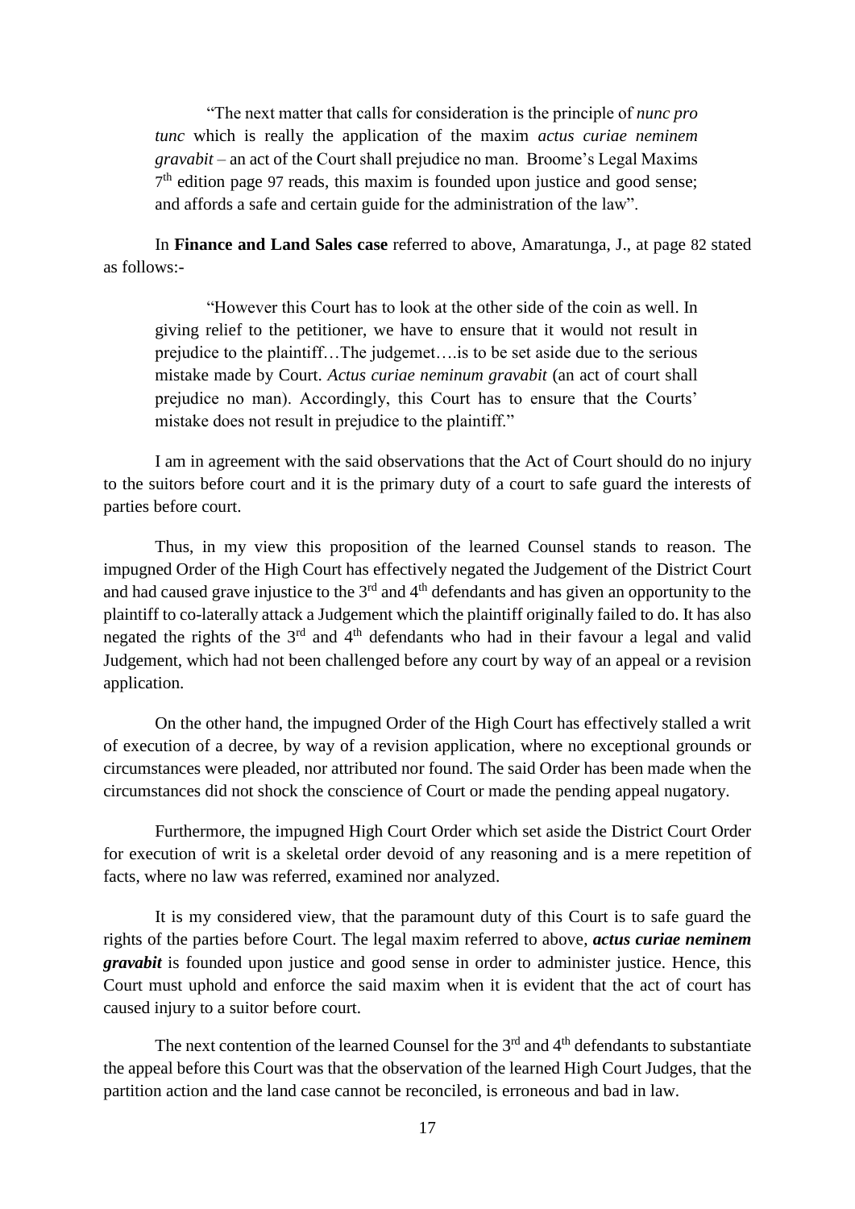> "The next matter that calls for consideration is the principle of *nunc pro tunc* which is really the application of the maxim *actus curiae neminem gravabit* – an act of the Court shall prejudice no man. Broome's Legal Maxims 7th edition page 97 reads, this maxim is founded upon justice and good sense; and affords a safe and certain guide for the administration of the law".

In **Finance and Land Sales case** referred to above, Amaratunga, J., at page 82 stated as follows:-

> "However this Court has to look at the other side of the coin as well. In giving relief to the petitioner, we have to ensure that it would not result in prejudice to the plaintiff…The judgemet….is to be set aside due to the serious mistake made by Court. *Actus curiae neminum gravabit* (an act of court shall prejudice no man). Accordingly, this Court has to ensure that the Courts' mistake does not result in prejudice to the plaintiff."

I am in agreement with the said observations that the Act of Court should do no injury to the suitors before court and it is the primary duty of a court to safe guard the interests of parties before court.

Thus, in my view this proposition of the learned Counsel stands to reason. The impugned Order of the High Court has effectively negated the Judgement of the District Court and had caused grave injustice to the 3rd and 4th defendants and has given an opportunity to the plaintiff to co-laterally attack a Judgement which the plaintiff originally failed to do. It has also negated the rights of the 3rd and 4th defendants who had in their favour a legal and valid Judgement, which had not been challenged before any court by way of an appeal or a revision application.

On the other hand, the impugned Order of the High Court has effectively stalled a writ of execution of a decree, by way of a revision application, where no exceptional grounds or circumstances were pleaded, nor attributed nor found. The said Order has been made when the circumstances did not shock the conscience of Court or made the pending appeal nugatory.

Furthermore, the impugned High Court Order which set aside the District Court Order for execution of writ is a skeletal order devoid of any reasoning and is a mere repetition of facts, where no law was referred, examined nor analyzed.

It is my considered view, that the paramount duty of this Court is to safe guard the rights of the parties before Court. The legal maxim referred to above, ***actus curiae neminem gravabit*** is founded upon justice and good sense in order to administer justice. Hence, this Court must uphold and enforce the said maxim when it is evident that the act of court has caused injury to a suitor before court.

The next contention of the learned Counsel for the 3rd and 4th defendants to substantiate the appeal before this Court was that the observation of the learned High Court Judges, that the partition action and the land case cannot be reconciled, is erroneous and bad in law.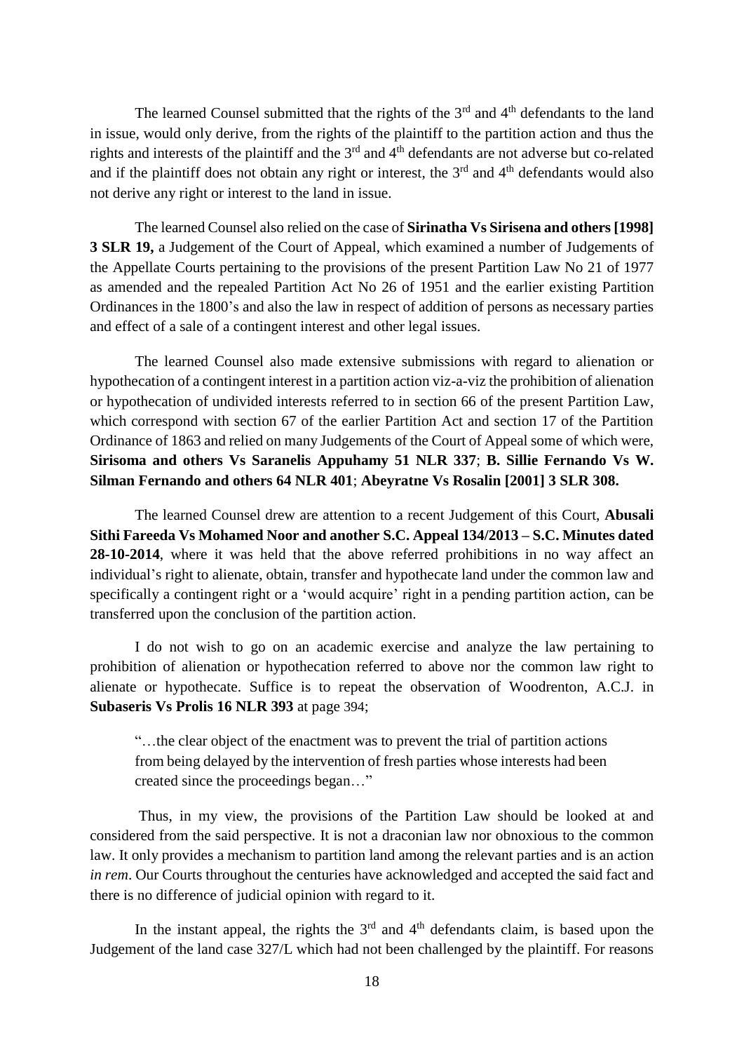The learned Counsel submitted that the rights of the 3rd and 4th defendants to the land in issue, would only derive, from the rights of the plaintiff to the partition action and thus the rights and interests of the plaintiff and the 3rd and 4th defendants are not adverse but co-related and if the plaintiff does not obtain any right or interest, the 3rd and 4th defendants would also not derive any right or interest to the land in issue.

The learned Counsel also relied on the case of **Sirinatha Vs Sirisena and others [1998] 3 SLR 19,** a Judgement of the Court of Appeal, which examined a number of Judgements of the Appellate Courts pertaining to the provisions of the present Partition Law No 21 of 1977 as amended and the repealed Partition Act No 26 of 1951 and the earlier existing Partition Ordinances in the 1800's and also the law in respect of addition of persons as necessary parties and effect of a sale of a contingent interest and other legal issues.

The learned Counsel also made extensive submissions with regard to alienation or hypothecation of a contingent interest in a partition action viz-a-viz the prohibition of alienation or hypothecation of undivided interests referred to in section 66 of the present Partition Law, which correspond with section 67 of the earlier Partition Act and section 17 of the Partition Ordinance of 1863 and relied on many Judgements of the Court of Appeal some of which were, **Sirisoma and others Vs Saranelis Appuhamy 51 NLR 337**; **B. Sillie Fernando Vs W. Silman Fernando and others 64 NLR 401**; **Abeyratne Vs Rosalin [2001] 3 SLR 308.**

The learned Counsel drew are attention to a recent Judgement of this Court, **Abusali Sithi Fareeda Vs Mohamed Noor and another S.C. Appeal 134/2013 – S.C. Minutes dated 28-10-2014**, where it was held that the above referred prohibitions in no way affect an individual's right to alienate, obtain, transfer and hypothecate land under the common law and specifically a contingent right or a 'would acquire' right in a pending partition action, can be transferred upon the conclusion of the partition action.

I do not wish to go on an academic exercise and analyze the law pertaining to prohibition of alienation or hypothecation referred to above nor the common law right to alienate or hypothecate. Suffice is to repeat the observation of Woodrenton, A.C.J. in **Subaseris Vs Prolis 16 NLR 393** at page 394;

> "…the clear object of the enactment was to prevent the trial of partition actions from being delayed by the intervention of fresh parties whose interests had been created since the proceedings began…"

Thus, in my view, the provisions of the Partition Law should be looked at and considered from the said perspective. It is not a draconian law nor obnoxious to the common law. It only provides a mechanism to partition land among the relevant parties and is an action *in rem*. Our Courts throughout the centuries have acknowledged and accepted the said fact and there is no difference of judicial opinion with regard to it.

In the instant appeal, the rights the 3rd and 4th defendants claim, is based upon the Judgement of the land case 327/L which had not been challenged by the plaintiff. For reasons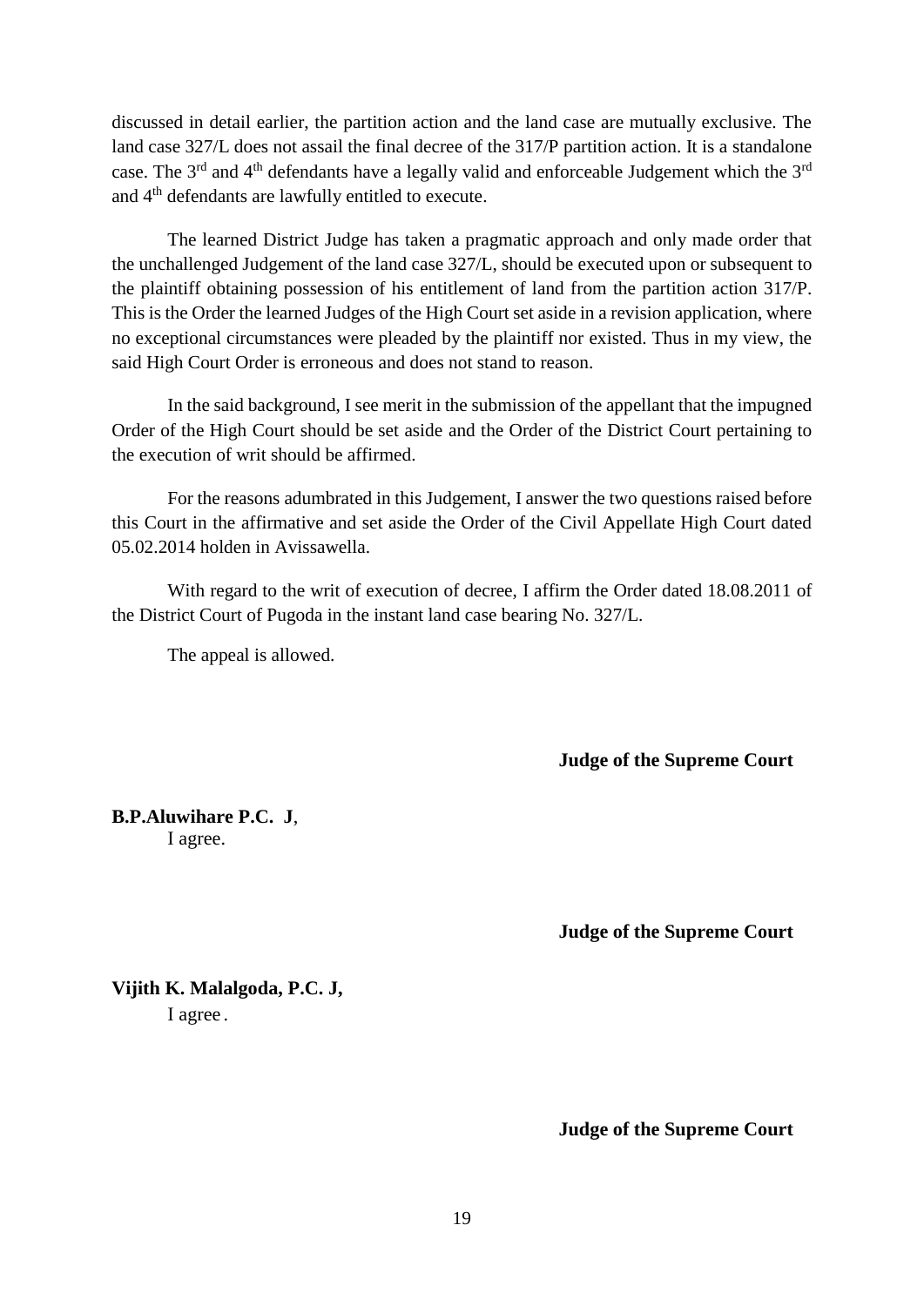discussed in detail earlier, the partition action and the land case are mutually exclusive. The land case 327/L does not assail the final decree of the 317/P partition action. It is a standalone case. The 3rd and 4th defendants have a legally valid and enforceable Judgement which the 3rd and 4th defendants are lawfully entitled to execute.

The learned District Judge has taken a pragmatic approach and only made order that the unchallenged Judgement of the land case 327/L, should be executed upon or subsequent to the plaintiff obtaining possession of his entitlement of land from the partition action 317/P. This is the Order the learned Judges of the High Court set aside in a revision application, where no exceptional circumstances were pleaded by the plaintiff nor existed. Thus in my view, the said High Court Order is erroneous and does not stand to reason.

In the said background, I see merit in the submission of the appellant that the impugned Order of the High Court should be set aside and the Order of the District Court pertaining to the execution of writ should be affirmed.

For the reasons adumbrated in this Judgement, I answer the two questions raised before this Court in the affirmative and set aside the Order of the Civil Appellate High Court dated 05.02.2014 holden in Avissawella.

With regard to the writ of execution of decree, I affirm the Order dated 18.08.2011 of the District Court of Pugoda in the instant land case bearing No. 327/L.

The appeal is allowed.

**Judge of the Supreme Court**

**B.P.Aluwihare P.C. J**,
I agree.

**Judge of the Supreme Court**

**Vijith K. Malalgoda, P.C. J,**
I agree.

**Judge of the Supreme Court**